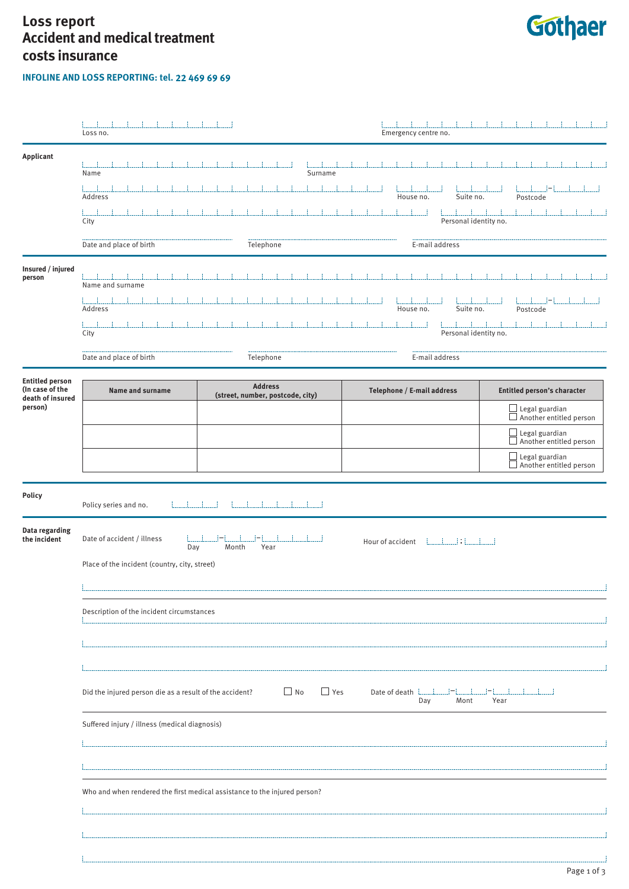# Loss report
# Accident and medical treatment costs insurance

**INFOLINE AND LOSS REPORTING: tel. 22 469 69 69**

Gothaer

Loss no. | Emergency centre no.

## Applicant

Name | Surname

Address | House no. | Suite no. | Postcode

City | Personal identity no.

Date and place of birth | Telephone | E-mail address

## Insured / injured person

Name and surname

Address | House no. | Suite no. | Postcode

City | Personal identity no.

Date and place of birth | Telephone | E-mail address

## Entitled person (In case of the death of insured person)

| Name and surname | Address (street, number, postcode, city) | Telephone / E-mail address | Entitled person's character |
|---|---|---|---|
| | | | ☐ Legal guardian ☐ Another entitled person |
| | | | ☐ Legal guardian ☐ Another entitled person |
| | | | ☐ Legal guardian ☐ Another entitled person |

## Policy

Policy series and no.

## Data regarding the incident

Date of accident / illness Day – Month – Year | Hour of accident :

Place of the incident (country, city, street)

Description of the incident circumstances

Did the injured person die as a result of the accident? ☐ No ☐ Yes | Date of death Day – Mont – Year

Suffered injury / illness (medical diagnosis)

Who and when rendered the first medical assistance to the injured person?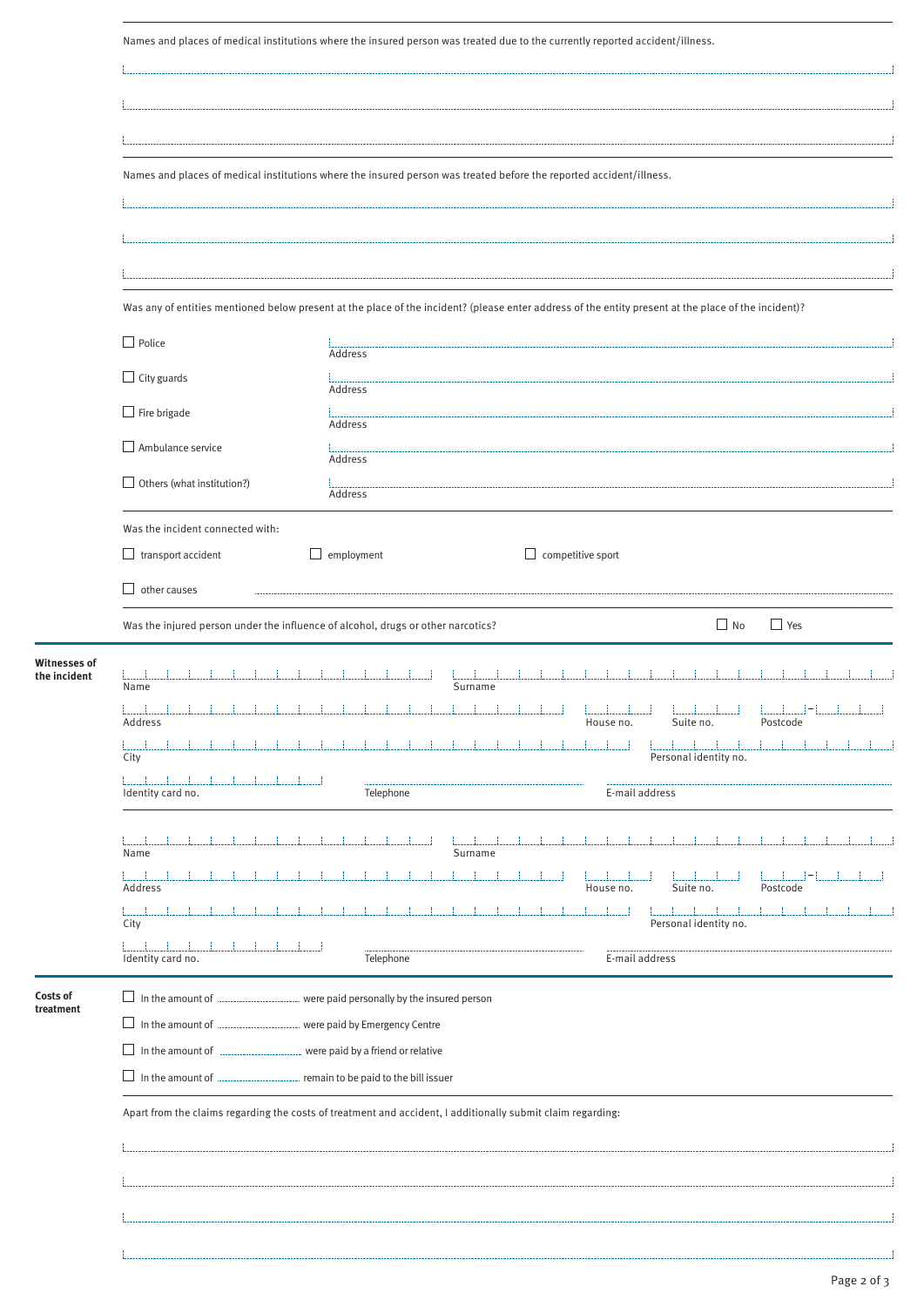Names and places of medical institutions where the insured person was treated due to the currently reported accident/illness.

..............................................................................................................................................

..............................................................................................................................................

..............................................................................................................................................

Names and places of medical institutions where the insured person was treated before the reported accident/illness.

..............................................................................................................................................

..............................................................................................................................................

..............................................................................................................................................

Was any of entities mentioned below present at the place of the incident? (please enter address of the entity present at the place of the incident)?

- ☐ Police — Address ..............................................................
- ☐ City guards — Address ..............................................................
- ☐ Fire brigade — Address ..............................................................
- ☐ Ambulance service — Address ..............................................................
- ☐ Others (what institution?) — Address ..............................................................

Was the incident connected with:

☐ transport accident ☐ employment ☐ competitive sport

☐ other causes ..............................................................

Was the injured person under the influence of alcohol, drugs or other narcotics? ☐ No ☐ Yes

**Witnesses of the incident**

Name | Surname

Address | House no. | Suite no. | Postcode

City | Personal identity no.

Identity card no. | Telephone | E-mail address

Name | Surname

Address | House no. | Suite no. | Postcode

City | Personal identity no.

Identity card no. | Telephone | E-mail address

**Costs of treatment**

- ☐ In the amount of .................... were paid personally by the insured person
- ☐ In the amount of .................... were paid by Emergency Centre
- ☐ In the amount of .................... were paid by a friend or relative
- ☐ In the amount of .................... remain to be paid to the bill issuer

Apart from the claims regarding the costs of treatment and accident, I additionally submit claim regarding:

..............................................................................................................................................

..............................................................................................................................................

..............................................................................................................................................

..............................................................................................................................................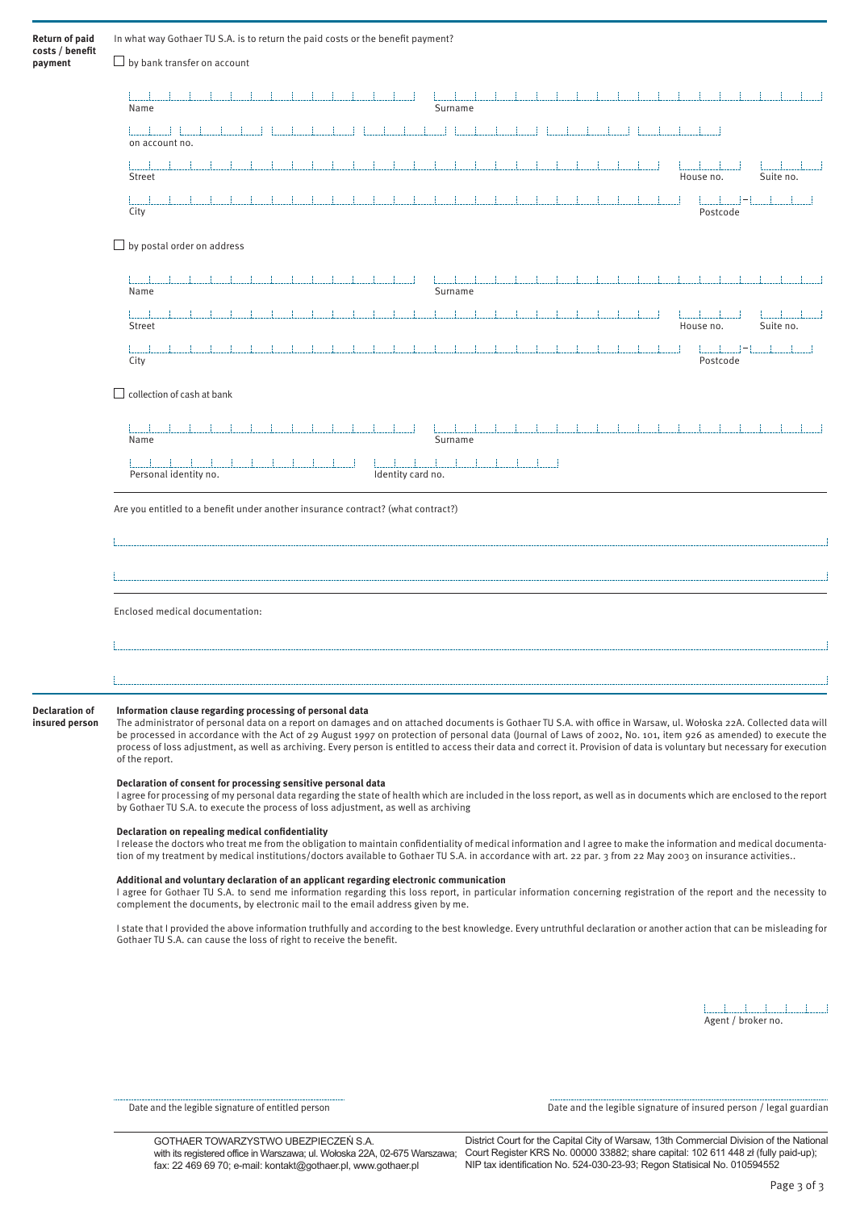**Return of paid costs / benefit payment**

In what way Gothaer TU S.A. is to return the paid costs or the benefit payment?

☐ by bank transfer on account

Name | Surname

on account no.

Street | House no. | Suite no.

City | Postcode

☐ by postal order on address

Name | Surname

Street | House no. | Suite no.

City | Postcode

☐ collection of cash at bank

Name | Surname

Personal identity no. | Identity card no.

Are you entitled to a benefit under another insurance contract? (what contract?)

Enclosed medical documentation:

**Declaration of insured person**

**Information clause regarding processing of personal data**

The administrator of personal data on a report on damages and on attached documents is Gothaer TU S.A. with office in Warsaw, ul. Wołoska 22A. Collected data will be processed in accordance with the Act of 29 August 1997 on protection of personal data (Journal of Laws of 2002, No. 101, item 926 as amended) to execute the process of loss adjustment, as well as archiving. Every person is entitled to access their data and correct it. Provision of data is voluntary but necessary for execution of the report.

**Declaration of consent for processing sensitive personal data**

I agree for processing of my personal data regarding the state of health which are included in the loss report, as well as in documents which are enclosed to the report by Gothaer TU S.A. to execute the process of loss adjustment, as well as archiving

**Declaration on repealing medical confidentiality**

I release the doctors who treat me from the obligation to maintain confidentiality of medical information and I agree to make the information and medical documentation of my treatment by medical institutions/doctors available to Gothaer TU S.A. in accordance with art. 22 par. 3 from 22 May 2003 on insurance activities..

**Additional and voluntary declaration of an applicant regarding electronic communication**

I agree for Gothaer TU S.A. to send me information regarding this loss report, in particular information concerning registration of the report and the necessity to complement the documents, by electronic mail to the email address given by me.

I state that I provided the above information truthfully and according to the best knowledge. Every untruthful declaration or another action that can be misleading for Gothaer TU S.A. can cause the loss of right to receive the benefit.

Agent / broker no.

Date and the legible signature of entitled person

Date and the legible signature of insured person / legal guardian

GOTHAER TOWARZYSTWO UBEZPIECZEŃ S.A.
with its registered office in Warszawa; ul. Wołoska 22A, 02-675 Warszawa;
fax: 22 469 69 70; e-mail: kontakt@gothaer.pl, www.gothaer.pl

District Court for the Capital City of Warsaw, 13th Commercial Division of the National Court Register KRS No. 00000 33882; share capital: 102 611 448 zł (fully paid-up); NIP tax identification No. 524-030-23-93; Regon Statisical No. 010594552